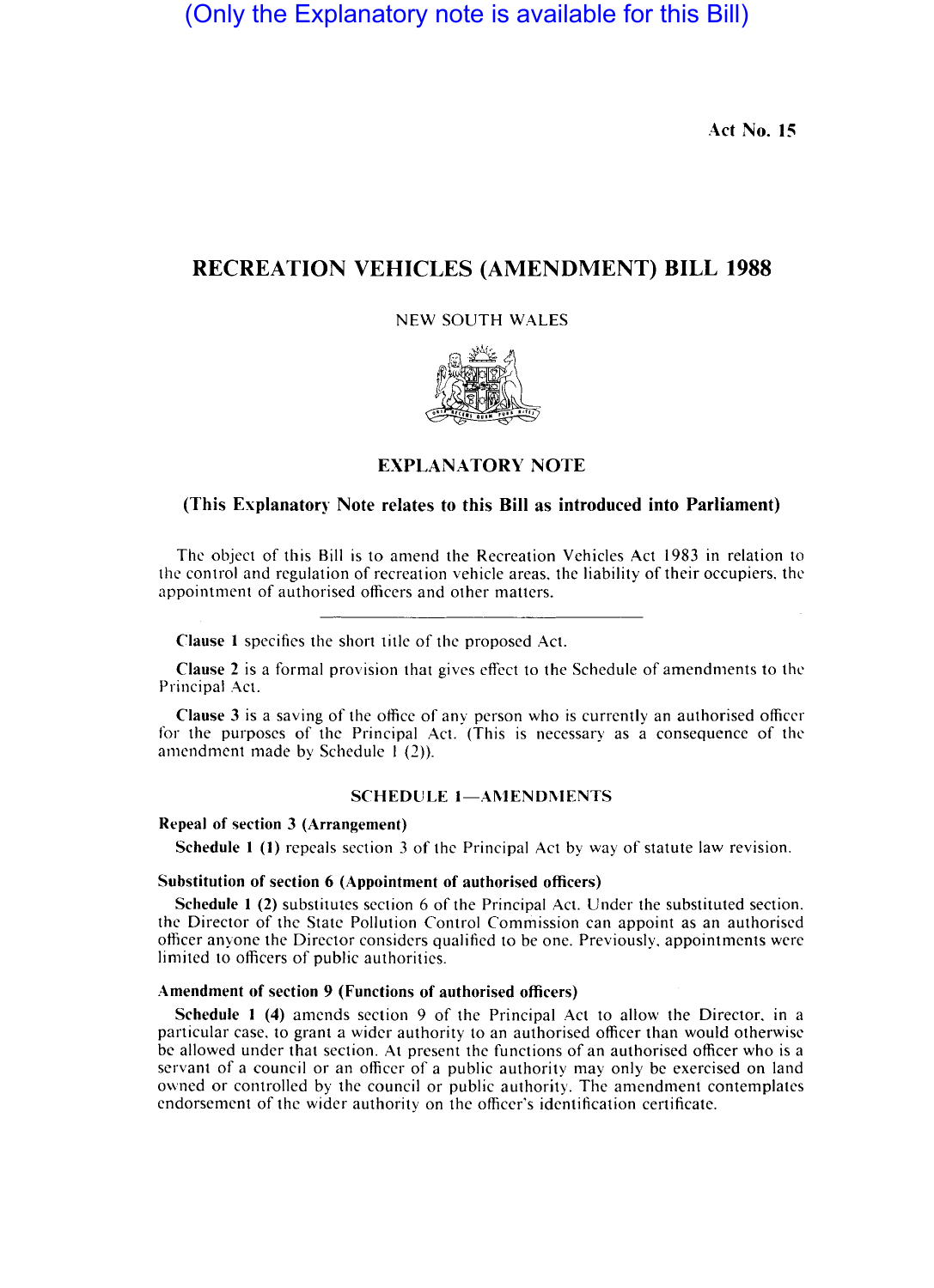(Only the Explanatory note is available for this Bill)

Act No. 15

# RECREATION VEHICLES (AMENDMENT) BILL 1988

NEW SOUTH WALES

## EXPLANATORY NOTE

### (This Explanatory Note relates to this Bill as introduced into Parliament)

The object of this Bill is to amend the Recreation Vehicles Act 1983 in relation to the control and regulation of recreation vehicle areas, the liability of their occupiers, the appointment of authorised officers and other matters.

---

**Clause 1** specifies the short title of the proposed Act.

**Clause 2** is a formal provision that gives effect to the Schedule of amendments to the Principal Act.

**Clause 3** is a saving of the office of any person who is currently an authorised officer for the purposes of the Principal Act. (This is necessary as a consequence of the amendment made by Schedule 1 (2)).

### SCHEDULE 1—AMENDMENTS

**Repeal of section 3 (Arrangement)**

**Schedule 1 (1)** repeals section 3 of the Principal Act by way of statute law revision.

**Substitution of section 6 (Appointment of authorised officers)**

**Schedule 1 (2)** substitutes section 6 of the Principal Act. Under the substituted section, the Director of the State Pollution Control Commission can appoint as an authorised officer anyone the Director considers qualified to be one. Previously, appointments were limited to officers of public authorities.

**Amendment of section 9 (Functions of authorised officers)**

**Schedule 1 (4)** amends section 9 of the Principal Act to allow the Director, in a particular case, to grant a wider authority to an authorised officer than would otherwise be allowed under that section. At present the functions of an authorised officer who is a servant of a council or an officer of a public authority may only be exercised on land owned or controlled by the council or public authority. The amendment contemplates endorsement of the wider authority on the officer's identification certificate.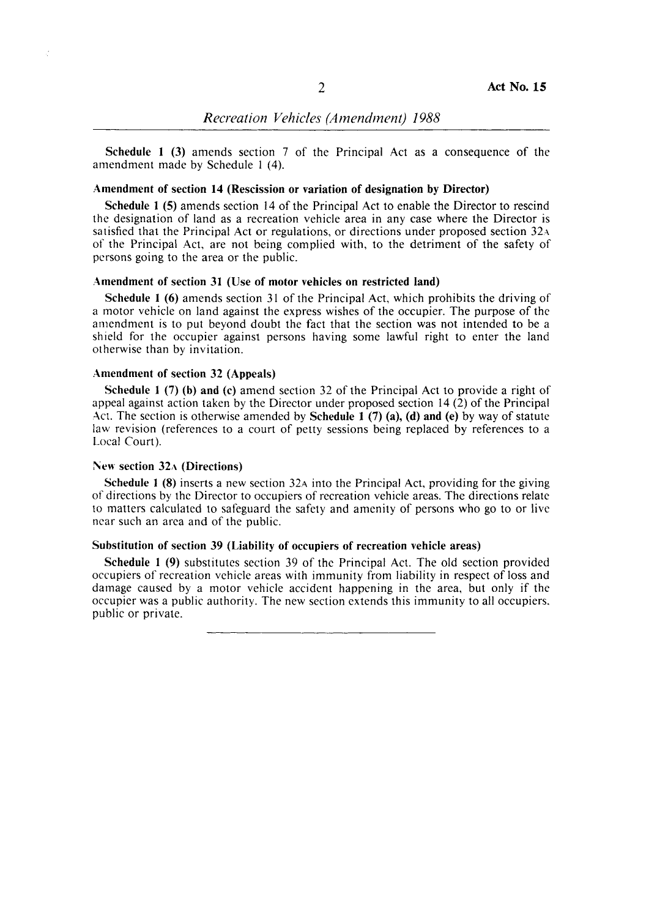**Schedule 1 (3)** amends section 7 of the Principal Act as a consequence of the amendment made by Schedule 1 (4).

### Amendment of section 14 (Rescission or variation of designation by Director)

**Schedule 1 (5)** amends section 14 of the Principal Act to enable the Director to rescind the designation of land as a recreation vehicle area in any case where the Director is satisfied that the Principal Act or regulations, or directions under proposed section 32A of the Principal Act, are not being complied with, to the detriment of the safety of persons going to the area or the public.

### Amendment of section 31 (Use of motor vehicles on restricted land)

**Schedule 1 (6)** amends section 31 of the Principal Act, which prohibits the driving of a motor vehicle on land against the express wishes of the occupier. The purpose of the amendment is to put beyond doubt the fact that the section was not intended to be a shield for the occupier against persons having some lawful right to enter the land otherwise than by invitation.

### Amendment of section 32 (Appeals)

**Schedule 1 (7) (b) and (c)** amend section 32 of the Principal Act to provide a right of appeal against action taken by the Director under proposed section 14 (2) of the Principal Act. The section is otherwise amended by **Schedule 1 (7) (a), (d) and (e)** by way of statute law revision (references to a court of petty sessions being replaced by references to a Local Court).

### New section 32A (Directions)

**Schedule 1 (8)** inserts a new section 32A into the Principal Act, providing for the giving of directions by the Director to occupiers of recreation vehicle areas. The directions relate to matters calculated to safeguard the safety and amenity of persons who go to or live near such an area and of the public.

### Substitution of section 39 (Liability of occupiers of recreation vehicle areas)

**Schedule 1 (9)** substitutes section 39 of the Principal Act. The old section provided occupiers of recreation vehicle areas with immunity from liability in respect of loss and damage caused by a motor vehicle accident happening in the area, but only if the occupier was a public authority. The new section extends this immunity to all occupiers, public or private.